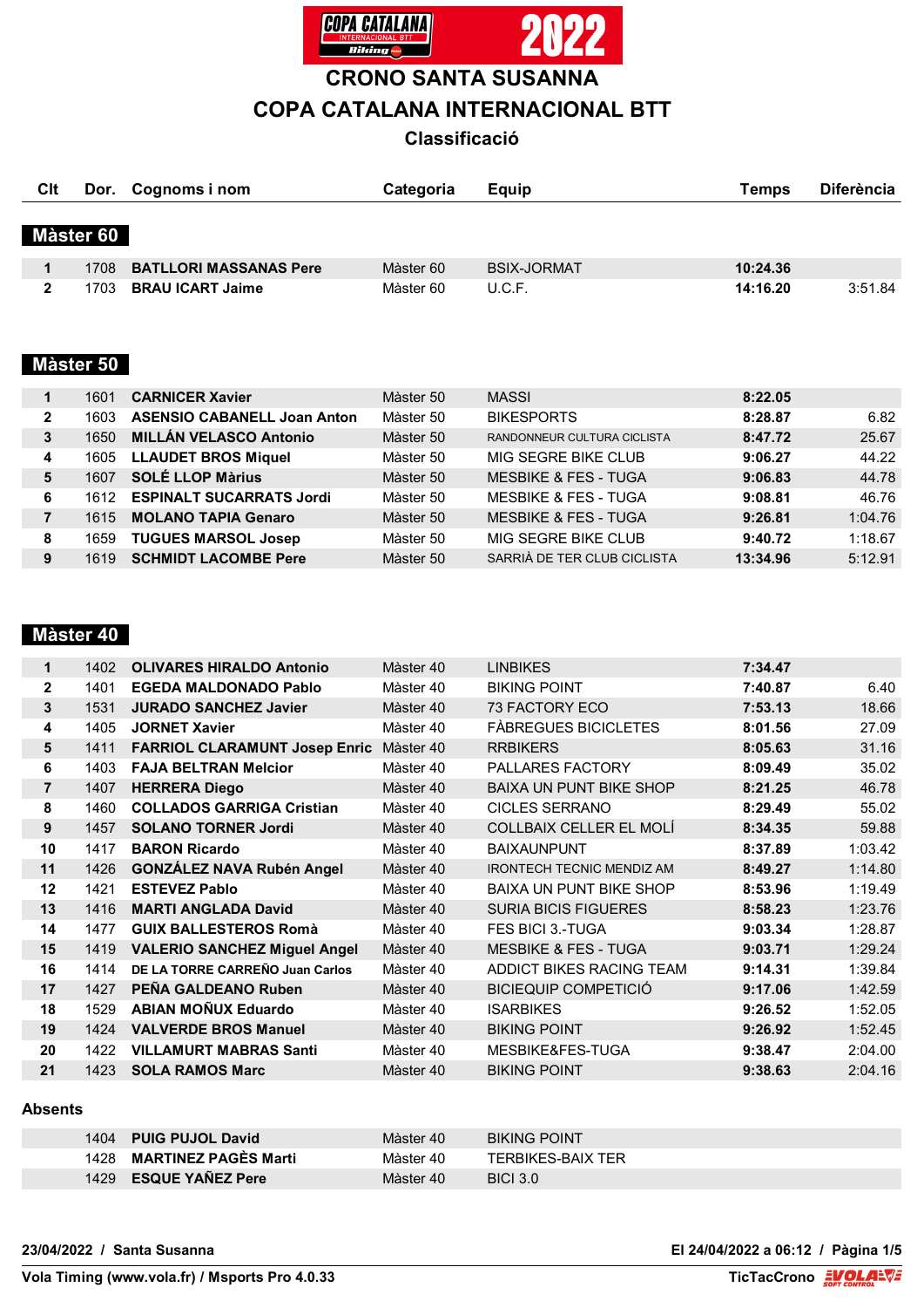# CRONO SANTA SUSANNA

# COPA CATALANA INTERNACIONAL BTT

## Classificació

### Màster 60

| Clt | Dor. | Cognoms i nom | Categoria | Equip | Temps | Diferència |
|---|---|---|---|---|---|---|
| 1 | 1708 | **BATLLORI MASSANAS Pere** | Màster 60 | BSIX-JORMAT | **10:24.36** | |
| 2 | 1703 | **BRAU ICART Jaime** | Màster 60 | U.C.F. | **14:16.20** | 3:51.84 |

### Màster 50

| Clt | Dor. | Cognoms i nom | Categoria | Equip | Temps | Diferència |
|---|---|---|---|---|---|---|
| 1 | 1601 | **CARNICER Xavier** | Màster 50 | MASSI | **8:22.05** | |
| 2 | 1603 | **ASENSIO CABANELL Joan Anton** | Màster 50 | BIKESPORTS | **8:28.87** | 6.82 |
| 3 | 1650 | **MILLÁN VELASCO Antonio** | Màster 50 | RANDONNEUR CULTURA CICLISTA | **8:47.72** | 25.67 |
| 4 | 1605 | **LLAUDET BROS Miquel** | Màster 50 | MIG SEGRE BIKE CLUB | **9:06.27** | 44.22 |
| 5 | 1607 | **SOLÉ LLOP Màrius** | Màster 50 | MESBIKE & FES - TUGA | **9:06.83** | 44.78 |
| 6 | 1612 | **ESPINALT SUCARRATS Jordi** | Màster 50 | MESBIKE & FES - TUGA | **9:08.81** | 46.76 |
| 7 | 1615 | **MOLANO TAPIA Genaro** | Màster 50 | MESBIKE & FES - TUGA | **9:26.81** | 1:04.76 |
| 8 | 1659 | **TUGUES MARSOL Josep** | Màster 50 | MIG SEGRE BIKE CLUB | **9:40.72** | 1:18.67 |
| 9 | 1619 | **SCHMIDT LACOMBE Pere** | Màster 50 | SARRIÀ DE TER CLUB CICLISTA | **13:34.96** | 5:12.91 |

### Màster 40

| Clt | Dor. | Cognoms i nom | Categoria | Equip | Temps | Diferència |
|---|---|---|---|---|---|---|
| 1 | 1402 | **OLIVARES HIRALDO Antonio** | Màster 40 | LINBIKES | **7:34.47** | |
| 2 | 1401 | **EGEDA MALDONADO Pablo** | Màster 40 | BIKING POINT | **7:40.87** | 6.40 |
| 3 | 1531 | **JURADO SANCHEZ Javier** | Màster 40 | 73 FACTORY ECO | **7:53.13** | 18.66 |
| 4 | 1405 | **JORNET Xavier** | Màster 40 | FÀBREGUES BICICLETES | **8:01.56** | 27.09 |
| 5 | 1411 | **FARRIOL CLARAMUNT Josep Enric** | Màster 40 | RRBIKERS | **8:05.63** | 31.16 |
| 6 | 1403 | **FAJA BELTRAN Melcior** | Màster 40 | PALLARES FACTORY | **8:09.49** | 35.02 |
| 7 | 1407 | **HERRERA Diego** | Màster 40 | BAIXA UN PUNT BIKE SHOP | **8:21.25** | 46.78 |
| 8 | 1460 | **COLLADOS GARRIGA Cristian** | Màster 40 | CICLES SERRANO | **8:29.49** | 55.02 |
| 9 | 1457 | **SOLANO TORNER Jordi** | Màster 40 | COLLBAIX CELLER EL MOLÍ | **8:34.35** | 59.88 |
| 10 | 1417 | **BARON Ricardo** | Màster 40 | BAIXAUNPUNT | **8:37.89** | 1:03.42 |
| 11 | 1426 | **GONZÁLEZ NAVA Rubén Angel** | Màster 40 | IRONTECH TECNIC MENDIZ AM | **8:49.27** | 1:14.80 |
| 12 | 1421 | **ESTEVEZ Pablo** | Màster 40 | BAIXA UN PUNT BIKE SHOP | **8:53.96** | 1:19.49 |
| 13 | 1416 | **MARTI ANGLADA David** | Màster 40 | SURIA BICIS FIGUERES | **8:58.23** | 1:23.76 |
| 14 | 1477 | **GUIX BALLESTEROS Romà** | Màster 40 | FES BICI 3.-TUGA | **9:03.34** | 1:28.87 |
| 15 | 1419 | **VALERIO SANCHEZ Miguel Angel** | Màster 40 | MESBIKE & FES - TUGA | **9:03.71** | 1:29.24 |
| 16 | 1414 | **DE LA TORRE CARREÑO Juan Carlos** | Màster 40 | ADDICT BIKES RACING TEAM | **9:14.31** | 1:39.84 |
| 17 | 1427 | **PEÑA GALDEANO Ruben** | Màster 40 | BICIEQUIP COMPETICIÓ | **9:17.06** | 1:42.59 |
| 18 | 1529 | **ABIAN MOÑUX Eduardo** | Màster 40 | ISARBIKES | **9:26.52** | 1:52.05 |
| 19 | 1424 | **VALVERDE BROS Manuel** | Màster 40 | BIKING POINT | **9:26.92** | 1:52.45 |
| 20 | 1422 | **VILLAMURT MABRAS Santi** | Màster 40 | MESBIKE&FES-TUGA | **9:38.47** | 2:04.00 |
| 21 | 1423 | **SOLA RAMOS Marc** | Màster 40 | BIKING POINT | **9:38.63** | 2:04.16 |

**Absents**

| Clt | Dor. | Cognoms i nom | Categoria | Equip | Temps | Diferència |
|---|---|---|---|---|---|---|
| | 1404 | **PUIG PUJOL David** | Màster 40 | BIKING POINT | | |
| | 1428 | **MARTINEZ PAGÈS Marti** | Màster 40 | TERBIKES-BAIX TER | | |
| | 1429 | **ESQUE YAÑEZ Pere** | Màster 40 | BICI 3.0 | | |

**23/04/2022 / Santa Susanna** — **El 24/04/2022 a 06:12**

**Vola Timing (www.vola.fr) / Msports Pro 4.0.33** — **TicTacCrono**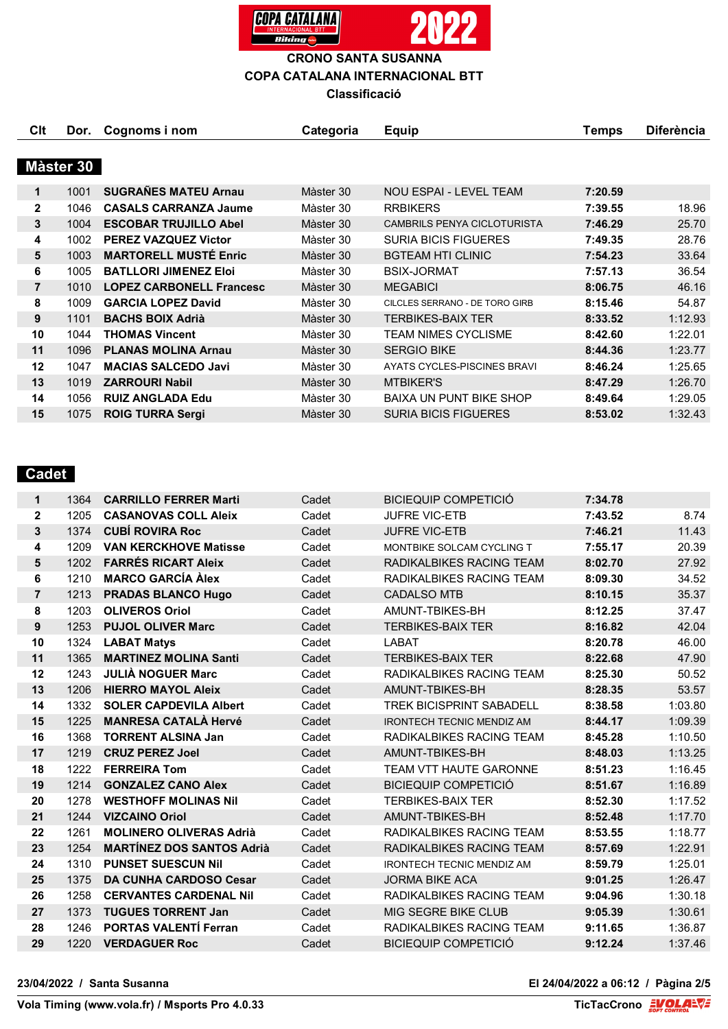# CRONO SANTA SUSANNA

## COPA CATALANA INTERNACIONAL BTT

### Classificació

## Màster 30

| Clt | Dor. | Cognoms i nom | Categoria | Equip | Temps | Diferència |
|---|---|---|---|---|---|---|
| 1 | 1001 | **SUGRAÑES MATEU Arnau** | Màster 30 | NOU ESPAI - LEVEL TEAM | **7:20.59** | |
| 2 | 1046 | **CASALS CARRANZA Jaume** | Màster 30 | RRBIKERS | **7:39.55** | 18.96 |
| 3 | 1004 | **ESCOBAR TRUJILLO Abel** | Màster 30 | CAMBRILS PENYA CICLOTURISTA | **7:46.29** | 25.70 |
| 4 | 1002 | **PEREZ VAZQUEZ Victor** | Màster 30 | SURIA BICIS FIGUERES | **7:49.35** | 28.76 |
| 5 | 1003 | **MARTORELL MUSTÉ Enric** | Màster 30 | BGTEAM HTI CLINIC | **7:54.23** | 33.64 |
| 6 | 1005 | **BATLLORI JIMENEZ Eloi** | Màster 30 | BSIX-JORMAT | **7:57.13** | 36.54 |
| 7 | 1010 | **LOPEZ CARBONELL Francesc** | Màster 30 | MEGABICI | **8:06.75** | 46.16 |
| 8 | 1009 | **GARCIA LOPEZ David** | Màster 30 | CILCLES SERRANO - DE TORO GIRB | **8:15.46** | 54.87 |
| 9 | 1101 | **BACHS BOIX Adrià** | Màster 30 | TERBIKES-BAIX TER | **8:33.52** | 1:12.93 |
| 10 | 1044 | **THOMAS Vincent** | Màster 30 | TEAM NIMES CYCLISME | **8:42.60** | 1:22.01 |
| 11 | 1096 | **PLANAS MOLINA Arnau** | Màster 30 | SERGIO BIKE | **8:44.36** | 1:23.77 |
| 12 | 1047 | **MACIAS SALCEDO Javi** | Màster 30 | AYATS CYCLES-PISCINES BRAVI | **8:46.24** | 1:25.65 |
| 13 | 1019 | **ZARROURI Nabil** | Màster 30 | MTBIKER'S | **8:47.29** | 1:26.70 |
| 14 | 1056 | **RUIZ ANGLADA Edu** | Màster 30 | BAIXA UN PUNT BIKE SHOP | **8:49.64** | 1:29.05 |
| 15 | 1075 | **ROIG TURRA Sergi** | Màster 30 | SURIA BICIS FIGUERES | **8:53.02** | 1:32.43 |

## Cadet

| Clt | Dor. | Cognoms i nom | Categoria | Equip | Temps | Diferència |
|---|---|---|---|---|---|---|
| 1 | 1364 | **CARRILLO FERRER Marti** | Cadet | BICIEQUIP COMPETICIÓ | **7:34.78** | |
| 2 | 1205 | **CASANOVAS COLL Aleix** | Cadet | JUFRE VIC-ETB | **7:43.52** | 8.74 |
| 3 | 1374 | **CUBÍ ROVIRA Roc** | Cadet | JUFRE VIC-ETB | **7:46.21** | 11.43 |
| 4 | 1209 | **VAN KERCKHOVE Matisse** | Cadet | MONTBIKE SOLCAM CYCLING T | **7:55.17** | 20.39 |
| 5 | 1202 | **FARRÉS RICART Aleix** | Cadet | RADIKALBIKES RACING TEAM | **8:02.70** | 27.92 |
| 6 | 1210 | **MARCO GARCÍA Àlex** | Cadet | RADIKALBIKES RACING TEAM | **8:09.30** | 34.52 |
| 7 | 1213 | **PRADAS BLANCO Hugo** | Cadet | CADALSO MTB | **8:10.15** | 35.37 |
| 8 | 1203 | **OLIVEROS Oriol** | Cadet | AMUNT-TBIKES-BH | **8:12.25** | 37.47 |
| 9 | 1253 | **PUJOL OLIVER Marc** | Cadet | TERBIKES-BAIX TER | **8:16.82** | 42.04 |
| 10 | 1324 | **LABAT Matys** | Cadet | LABAT | **8:20.78** | 46.00 |
| 11 | 1365 | **MARTINEZ MOLINA Santi** | Cadet | TERBIKES-BAIX TER | **8:22.68** | 47.90 |
| 12 | 1243 | **JULIÀ NOGUER Marc** | Cadet | RADIKALBIKES RACING TEAM | **8:25.30** | 50.52 |
| 13 | 1206 | **HIERRO MAYOL Aleix** | Cadet | AMUNT-TBIKES-BH | **8:28.35** | 53.57 |
| 14 | 1332 | **SOLER CAPDEVILA Albert** | Cadet | TREK BICISPRINT SABADELL | **8:38.58** | 1:03.80 |
| 15 | 1225 | **MANRESA CATALÀ Hervé** | Cadet | IRONTECH TECNIC MENDIZ AM | **8:44.17** | 1:09.39 |
| 16 | 1368 | **TORRENT ALSINA Jan** | Cadet | RADIKALBIKES RACING TEAM | **8:45.28** | 1:10.50 |
| 17 | 1219 | **CRUZ PEREZ Joel** | Cadet | AMUNT-TBIKES-BH | **8:48.03** | 1:13.25 |
| 18 | 1222 | **FERREIRA Tom** | Cadet | TEAM VTT HAUTE GARONNE | **8:51.23** | 1:16.45 |
| 19 | 1214 | **GONZALEZ CANO Alex** | Cadet | BICIEQUIP COMPETICIÓ | **8:51.67** | 1:16.89 |
| 20 | 1278 | **WESTHOFF MOLINAS Nil** | Cadet | TERBIKES-BAIX TER | **8:52.30** | 1:17.52 |
| 21 | 1244 | **VIZCAINO Oriol** | Cadet | AMUNT-TBIKES-BH | **8:52.48** | 1:17.70 |
| 22 | 1261 | **MOLINERO OLIVERAS Adrià** | Cadet | RADIKALBIKES RACING TEAM | **8:53.55** | 1:18.77 |
| 23 | 1254 | **MARTÍNEZ DOS SANTOS Adrià** | Cadet | RADIKALBIKES RACING TEAM | **8:57.69** | 1:22.91 |
| 24 | 1310 | **PUNSET SUESCUN Nil** | Cadet | IRONTECH TECNIC MENDIZ AM | **8:59.79** | 1:25.01 |
| 25 | 1375 | **DA CUNHA CARDOSO Cesar** | Cadet | JORMA BIKE ACA | **9:01.25** | 1:26.47 |
| 26 | 1258 | **CERVANTES CARDENAL Nil** | Cadet | RADIKALBIKES RACING TEAM | **9:04.96** | 1:30.18 |
| 27 | 1373 | **TUGUES TORRENT Jan** | Cadet | MIG SEGRE BIKE CLUB | **9:05.39** | 1:30.61 |
| 28 | 1246 | **PORTAS VALENTÍ Ferran** | Cadet | RADIKALBIKES RACING TEAM | **9:11.65** | 1:36.87 |
| 29 | 1220 | **VERDAGUER Roc** | Cadet | BICIEQUIP COMPETICIÓ | **9:12.24** | 1:37.46 |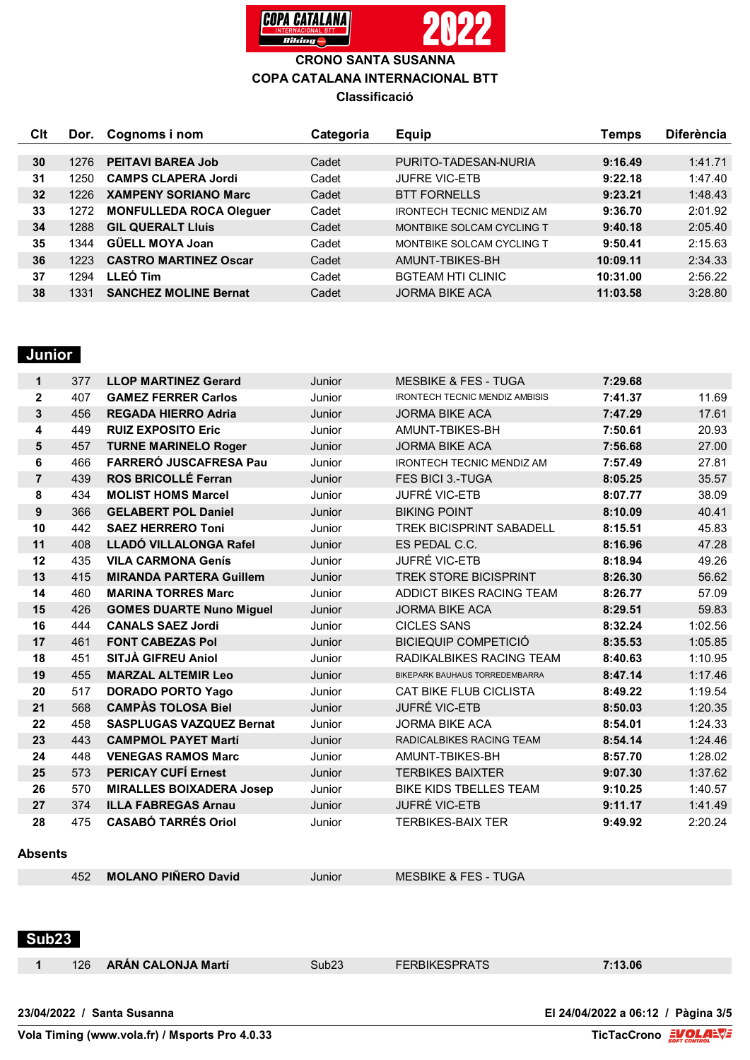# CRONO SANTA SUSANNA

## COPA CATALANA INTERNACIONAL BTT

### Classificació

| Clt | Dor. | Cognoms i nom | Categoria | Equip | Temps | Diferència |
|---|---|---|---|---|---|---|
| **30** | 1276 | **PEITAVI BAREA Job** | Cadet | PURITO-TADESAN-NURIA | **9:16.49** | 1:41.71 |
| **31** | 1250 | **CAMPS CLAPERA Jordi** | Cadet | JUFRE VIC-ETB | **9:22.18** | 1:47.40 |
| **32** | 1226 | **XAMPENY SORIANO Marc** | Cadet | BTT FORNELLS | **9:23.21** | 1:48.43 |
| **33** | 1272 | **MONFULLEDA ROCA Oleguer** | Cadet | IRONTECH TECNIC MENDIZ AM | **9:36.70** | 2:01.92 |
| **34** | 1288 | **GIL QUERALT Lluís** | Cadet | MONTBIKE SOLCAM CYCLING T | **9:40.18** | 2:05.40 |
| **35** | 1344 | **GÜELL MOYA Joan** | Cadet | MONTBIKE SOLCAM CYCLING T | **9:50.41** | 2:15.63 |
| **36** | 1223 | **CASTRO MARTINEZ Oscar** | Cadet | AMUNT-TBIKES-BH | **10:09.11** | 2:34.33 |
| **37** | 1294 | **LLEÓ Tim** | Cadet | BGTEAM HTI CLINIC | **10:31.00** | 2:56.22 |
| **38** | 1331 | **SANCHEZ MOLINE Bernat** | Cadet | JORMA BIKE ACA | **11:03.58** | 3:28.80 |

## Junior

| Clt | Dor. | Cognoms i nom | Categoria | Equip | Temps | Diferència |
|---|---|---|---|---|---|---|
| **1** | 377 | **LLOP MARTINEZ Gerard** | Junior | MESBIKE & FES - TUGA | **7:29.68** | |
| **2** | 407 | **GAMEZ FERRER Carlos** | Junior | IRONTECH TECNIC MENDIZ AMBISIS | **7:41.37** | 11.69 |
| **3** | 456 | **REGADA HIERRO Adria** | Junior | JORMA BIKE ACA | **7:47.29** | 17.61 |
| **4** | 449 | **RUIZ EXPOSITO Eric** | Junior | AMUNT-TBIKES-BH | **7:50.61** | 20.93 |
| **5** | 457 | **TURNE MARINELO Roger** | Junior | JORMA BIKE ACA | **7:56.68** | 27.00 |
| **6** | 466 | **FARRERÓ JUSCAFRESA Pau** | Junior | IRONTECH TECNIC MENDIZ AM | **7:57.49** | 27.81 |
| **7** | 439 | **ROS BRICOLLÉ Ferran** | Junior | FES BICI 3.-TUGA | **8:05.25** | 35.57 |
| **8** | 434 | **MOLIST HOMS Marcel** | Junior | JUFRÉ VIC-ETB | **8:07.77** | 38.09 |
| **9** | 366 | **GELABERT POL Daniel** | Junior | BIKING POINT | **8:10.09** | 40.41 |
| **10** | 442 | **SAEZ HERRERO Toni** | Junior | TREK BICISPRINT SABADELL | **8:15.51** | 45.83 |
| **11** | 408 | **LLADÓ VILLALONGA Rafel** | Junior | ES PEDAL C.C. | **8:16.96** | 47.28 |
| **12** | 435 | **VILA CARMONA Genís** | Junior | JUFRÉ VIC-ETB | **8:18.94** | 49.26 |
| **13** | 415 | **MIRANDA PARTERA Guillem** | Junior | TREK STORE BICISPRINT | **8:26.30** | 56.62 |
| **14** | 460 | **MARINA TORRES Marc** | Junior | ADDICT BIKES RACING TEAM | **8:26.77** | 57.09 |
| **15** | 426 | **GOMES DUARTE Nuno Miguel** | Junior | JORMA BIKE ACA | **8:29.51** | 59.83 |
| **16** | 444 | **CANALS SAEZ Jordi** | Junior | CICLES SANS | **8:32.24** | 1:02.56 |
| **17** | 461 | **FONT CABEZAS Pol** | Junior | BICIEQUIP COMPETICIÓ | **8:35.53** | 1:05.85 |
| **18** | 451 | **SITJÀ GIFREU Aniol** | Junior | RADIKALBIKES RACING TEAM | **8:40.63** | 1:10.95 |
| **19** | 455 | **MARZAL ALTEMIR Leo** | Junior | BIKEPARK BAUHAUS TORREDEMBARRA | **8:47.14** | 1:17.46 |
| **20** | 517 | **DORADO PORTO Yago** | Junior | CAT BIKE FLUB CICLISTA | **8:49.22** | 1:19.54 |
| **21** | 568 | **CAMPÀS TOLOSA Biel** | Junior | JUFRÉ VIC-ETB | **8:50.03** | 1:20.35 |
| **22** | 458 | **SASPLUGAS VAZQUEZ Bernat** | Junior | JORMA BIKE ACA | **8:54.01** | 1:24.33 |
| **23** | 443 | **CAMPMOL PAYET Martí** | Junior | RADICALBIKES RACING TEAM | **8:54.14** | 1:24.46 |
| **24** | 448 | **VENEGAS RAMOS Marc** | Junior | AMUNT-TBIKES-BH | **8:57.70** | 1:28.02 |
| **25** | 573 | **PERICAY CUFÍ Ernest** | Junior | TERBIKES BAIXTER | **9:07.30** | 1:37.62 |
| **26** | 570 | **MIRALLES BOIXADERA Josep** | Junior | BIKE KIDS TBELLES TEAM | **9:10.25** | 1:40.57 |
| **27** | 374 | **ILLA FABREGAS Arnau** | Junior | JUFRÉ VIC-ETB | **9:11.17** | 1:41.49 |
| **28** | 475 | **CASABÓ TARRÉS Oriol** | Junior | TERBIKES-BAIX TER | **9:49.92** | 2:20.24 |

**Absents**

| Clt | Dor. | Cognoms i nom | Categoria | Equip | Temps | Diferència |
|---|---|---|---|---|---|---|
| | 452 | **MOLANO PIÑERO David** | Junior | MESBIKE & FES - TUGA | | |

## Sub23

| Clt | Dor. | Cognoms i nom | Categoria | Equip | Temps | Diferència |
|---|---|---|---|---|---|---|
| **1** | 126 | **ARÁN CALONJA Martí** | Sub23 | FERBIKESPRATS | **7:13.06** | |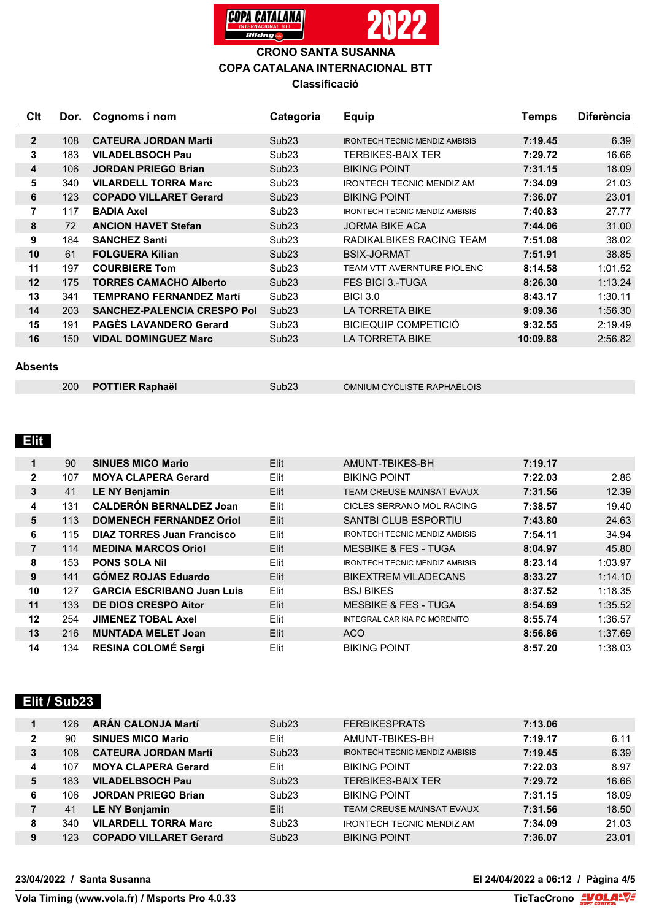# CRONO SANTA SUSANNA

## COPA CATALANA INTERNACIONAL BTT

### Classificació

| Clt | Dor. | Cognoms i nom | Categoria | Equip | Temps | Diferència |
|---|---|---|---|---|---|---|
| 2 | 108 | **CATEURA JORDAN Martí** | Sub23 | IRONTECH TECNIC MENDIZ AMBISIS | **7:19.45** | 6.39 |
| 3 | 183 | **VILADELBSOCH Pau** | Sub23 | TERBIKES-BAIX TER | **7:29.72** | 16.66 |
| 4 | 106 | **JORDAN PRIEGO Brian** | Sub23 | BIKING POINT | **7:31.15** | 18.09 |
| 5 | 340 | **VILARDELL TORRA Marc** | Sub23 | IRONTECH TECNIC MENDIZ AM | **7:34.09** | 21.03 |
| 6 | 123 | **COPADO VILLARET Gerard** | Sub23 | BIKING POINT | **7:36.07** | 23.01 |
| 7 | 117 | **BADIA Axel** | Sub23 | IRONTECH TECNIC MENDIZ AMBISIS | **7:40.83** | 27.77 |
| 8 | 72 | **ANCION HAVET Stefan** | Sub23 | JORMA BIKE ACA | **7:44.06** | 31.00 |
| 9 | 184 | **SANCHEZ Santi** | Sub23 | RADIKALBIKES RACING TEAM | **7:51.08** | 38.02 |
| 10 | 61 | **FOLGUERA Kilian** | Sub23 | BSIX-JORMAT | **7:51.91** | 38.85 |
| 11 | 197 | **COURBIERE Tom** | Sub23 | TEAM VTT AVERNTURE PIOLENC | **8:14.58** | 1:01.52 |
| 12 | 175 | **TORRES CAMACHO Alberto** | Sub23 | FES BICI 3.-TUGA | **8:26.30** | 1:13.24 |
| 13 | 341 | **TEMPRANO FERNANDEZ Martí** | Sub23 | BICI 3.0 | **8:43.17** | 1:30.11 |
| 14 | 203 | **SANCHEZ-PALENCIA CRESPO Pol** | Sub23 | LA TORRETA BIKE | **9:09.36** | 1:56.30 |
| 15 | 191 | **PAGÈS LAVANDERO Gerard** | Sub23 | BICIEQUIP COMPETICIÓ | **9:32.55** | 2:19.49 |
| 16 | 150 | **VIDAL DOMINGUEZ Marc** | Sub23 | LA TORRETA BIKE | **10:09.88** | 2:56.82 |

**Absents**

| Clt | Dor. | Cognoms i nom | Categoria | Equip | Temps | Diferència |
|---|---|---|---|---|---|---|
| | 200 | **POTTIER Raphaël** | Sub23 | OMNIUM CYCLISTE RAPHAËLOIS | | |

## Elit

| Clt | Dor. | Cognoms i nom | Categoria | Equip | Temps | Diferència |
|---|---|---|---|---|---|---|
| 1 | 90 | **SINUES MICO Mario** | Elit | AMUNT-TBIKES-BH | **7:19.17** | |
| 2 | 107 | **MOYA CLAPERA Gerard** | Elit | BIKING POINT | **7:22.03** | 2.86 |
| 3 | 41 | **LE NY Benjamin** | Elit | TEAM CREUSE MAINSAT EVAUX | **7:31.56** | 12.39 |
| 4 | 131 | **CALDERÓN BERNALDEZ Joan** | Elit | CICLES SERRANO MOL RACING | **7:38.57** | 19.40 |
| 5 | 113 | **DOMENECH FERNANDEZ Oriol** | Elit | SANTBI CLUB ESPORTIU | **7:43.80** | 24.63 |
| 6 | 115 | **DIAZ TORRES Juan Francisco** | Elit | IRONTECH TECNIC MENDIZ AMBISIS | **7:54.11** | 34.94 |
| 7 | 114 | **MEDINA MARCOS Oriol** | Elit | MESBIKE & FES - TUGA | **8:04.97** | 45.80 |
| 8 | 153 | **PONS SOLA Nil** | Elit | IRONTECH TECNIC MENDIZ AMBISIS | **8:23.14** | 1:03.97 |
| 9 | 141 | **GÓMEZ ROJAS Eduardo** | Elit | BIKEXTREM VILADECANS | **8:33.27** | 1:14.10 |
| 10 | 127 | **GARCIA ESCRIBANO Juan Luis** | Elit | BSJ BIKES | **8:37.52** | 1:18.35 |
| 11 | 133 | **DE DIOS CRESPO Aitor** | Elit | MESBIKE & FES - TUGA | **8:54.69** | 1:35.52 |
| 12 | 254 | **JIMENEZ TOBAL Axel** | Elit | INTEGRAL CAR KIA PC MORENITO | **8:55.74** | 1:36.57 |
| 13 | 216 | **MUNTADA MELET Joan** | Elit | ACO | **8:56.86** | 1:37.69 |
| 14 | 134 | **RESINA COLOMÉ Sergi** | Elit | BIKING POINT | **8:57.20** | 1:38.03 |

## Elit / Sub23

| Clt | Dor. | Cognoms i nom | Categoria | Equip | Temps | Diferència |
|---|---|---|---|---|---|---|
| 1 | 126 | **ARÁN CALONJA Martí** | Sub23 | FERBIKESPRATS | **7:13.06** | |
| 2 | 90 | **SINUES MICO Mario** | Elit | AMUNT-TBIKES-BH | **7:19.17** | 6.11 |
| 3 | 108 | **CATEURA JORDAN Martí** | Sub23 | IRONTECH TECNIC MENDIZ AMBISIS | **7:19.45** | 6.39 |
| 4 | 107 | **MOYA CLAPERA Gerard** | Elit | BIKING POINT | **7:22.03** | 8.97 |
| 5 | 183 | **VILADELBSOCH Pau** | Sub23 | TERBIKES-BAIX TER | **7:29.72** | 16.66 |
| 6 | 106 | **JORDAN PRIEGO Brian** | Sub23 | BIKING POINT | **7:31.15** | 18.09 |
| 7 | 41 | **LE NY Benjamin** | Elit | TEAM CREUSE MAINSAT EVAUX | **7:31.56** | 18.50 |
| 8 | 340 | **VILARDELL TORRA Marc** | Sub23 | IRONTECH TECNIC MENDIZ AM | **7:34.09** | 21.03 |
| 9 | 123 | **COPADO VILLARET Gerard** | Sub23 | BIKING POINT | **7:36.07** | 23.01 |

**23/04/2022 / Santa Susanna** — **El 24/04/2022 a 06:12**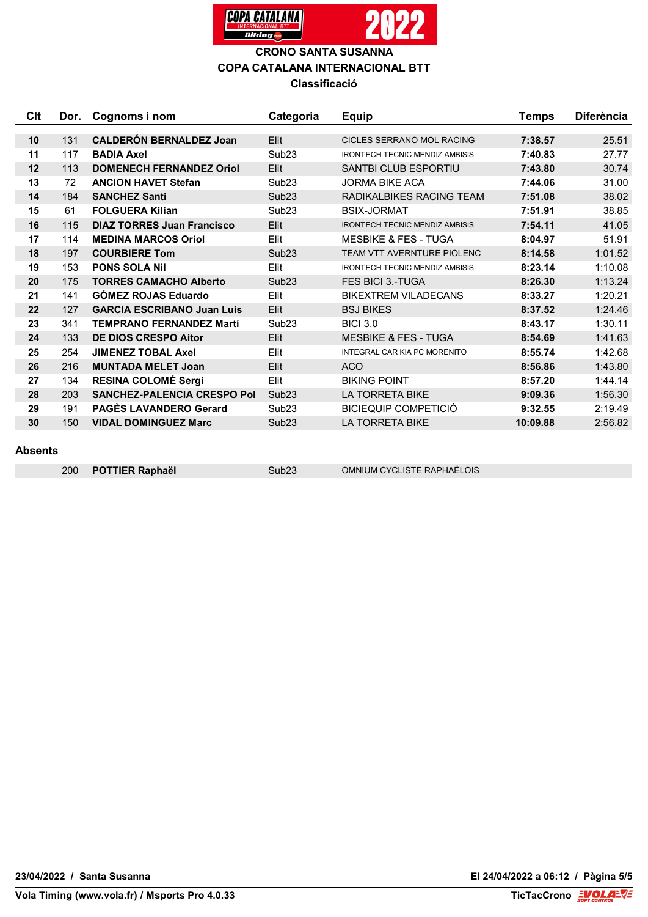**CRONO SANTA SUSANNA**
**COPA CATALANA INTERNACIONAL BTT**
**Classificació**

| Clt | Dor. | Cognoms i nom | Categoria | Equip | Temps | Diferència |
|---|---|---|---|---|---|---|
| **10** | 131 | **CALDERÓN BERNALDEZ Joan** | Elit | CICLES SERRANO MOL RACING | **7:38.57** | 25.51 |
| **11** | 117 | **BADIA Axel** | Sub23 | IRONTECH TECNIC MENDIZ AMBISIS | **7:40.83** | 27.77 |
| **12** | 113 | **DOMENECH FERNANDEZ Oriol** | Elit | SANTBI CLUB ESPORTIU | **7:43.80** | 30.74 |
| **13** | 72 | **ANCION HAVET Stefan** | Sub23 | JORMA BIKE ACA | **7:44.06** | 31.00 |
| **14** | 184 | **SANCHEZ Santi** | Sub23 | RADIKALBIKES RACING TEAM | **7:51.08** | 38.02 |
| **15** | 61 | **FOLGUERA Kilian** | Sub23 | BSIX-JORMAT | **7:51.91** | 38.85 |
| **16** | 115 | **DIAZ TORRES Juan Francisco** | Elit | IRONTECH TECNIC MENDIZ AMBISIS | **7:54.11** | 41.05 |
| **17** | 114 | **MEDINA MARCOS Oriol** | Elit | MESBIKE & FES - TUGA | **8:04.97** | 51.91 |
| **18** | 197 | **COURBIERE Tom** | Sub23 | TEAM VTT AVERNTURE PIOLENC | **8:14.58** | 1:01.52 |
| **19** | 153 | **PONS SOLA Nil** | Elit | IRONTECH TECNIC MENDIZ AMBISIS | **8:23.14** | 1:10.08 |
| **20** | 175 | **TORRES CAMACHO Alberto** | Sub23 | FES BICI 3.-TUGA | **8:26.30** | 1:13.24 |
| **21** | 141 | **GÓMEZ ROJAS Eduardo** | Elit | BIKEXTREM VILADECANS | **8:33.27** | 1:20.21 |
| **22** | 127 | **GARCIA ESCRIBANO Juan Luis** | Elit | BSJ BIKES | **8:37.52** | 1:24.46 |
| **23** | 341 | **TEMPRANO FERNANDEZ Martí** | Sub23 | BICI 3.0 | **8:43.17** | 1:30.11 |
| **24** | 133 | **DE DIOS CRESPO Aitor** | Elit | MESBIKE & FES - TUGA | **8:54.69** | 1:41.63 |
| **25** | 254 | **JIMENEZ TOBAL Axel** | Elit | INTEGRAL CAR KIA PC MORENITO | **8:55.74** | 1:42.68 |
| **26** | 216 | **MUNTADA MELET Joan** | Elit | ACO | **8:56.86** | 1:43.80 |
| **27** | 134 | **RESINA COLOMÉ Sergi** | Elit | BIKING POINT | **8:57.20** | 1:44.14 |
| **28** | 203 | **SANCHEZ-PALENCIA CRESPO Pol** | Sub23 | LA TORRETA BIKE | **9:09.36** | 1:56.30 |
| **29** | 191 | **PAGÈS LAVANDERO Gerard** | Sub23 | BICIEQUIP COMPETICIÓ | **9:32.55** | 2:19.49 |
| **30** | 150 | **VIDAL DOMINGUEZ Marc** | Sub23 | LA TORRETA BIKE | **10:09.88** | 2:56.82 |

**Absents**

| | Dor. | Cognoms i nom | Categoria | Equip |
|---|---|---|---|---|
| | 200 | **POTTIER Raphaël** | Sub23 | OMNIUM CYCLISTE RAPHAËLOIS |

**23/04/2022 / Santa Susanna** — **El 24/04/2022 a 06:12**

**Vola Timing (www.vola.fr) / Msports Pro 4.0.33** — **TicTacCrono**